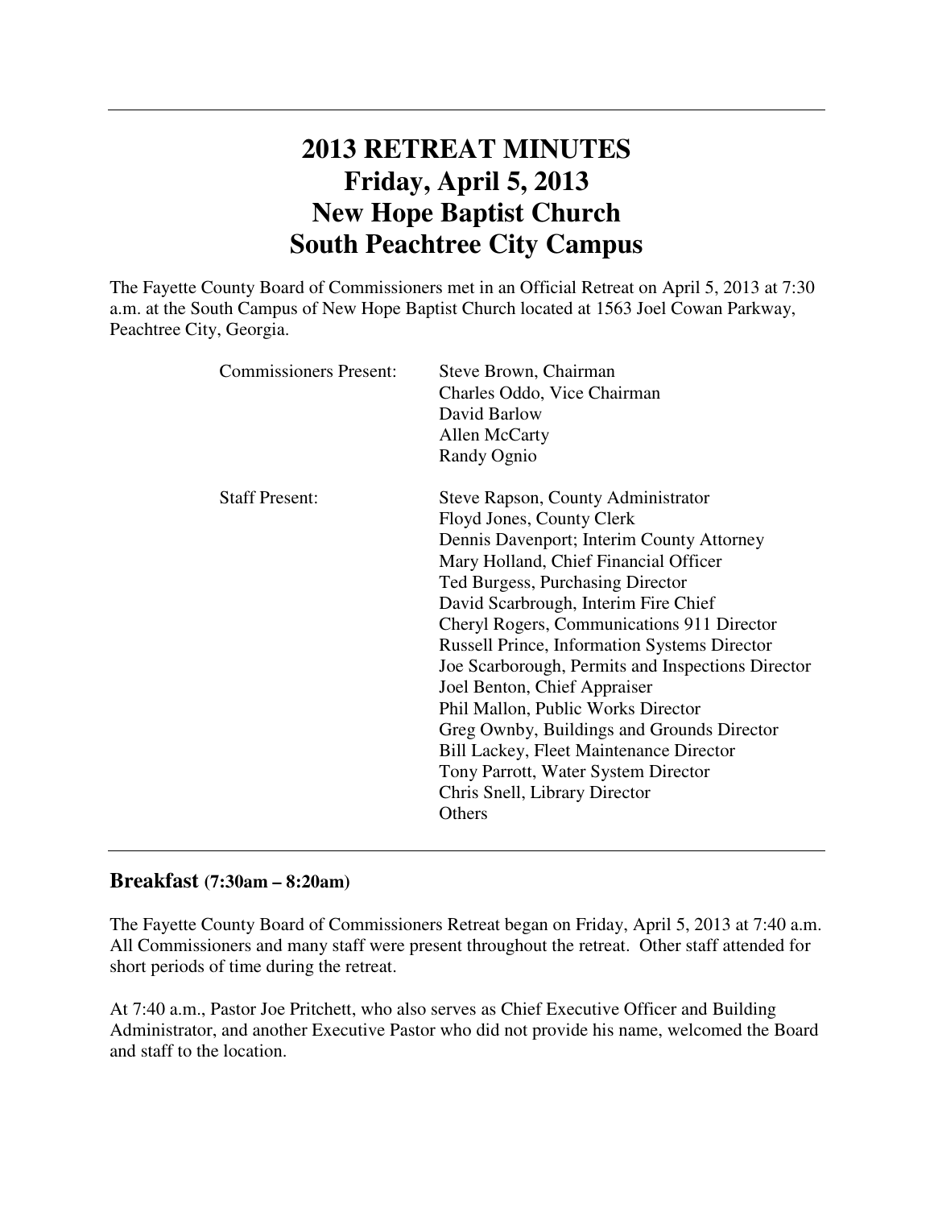# 2013 RETREAT MINUTES
# Friday, April 5, 2013
# New Hope Baptist Church
# South Peachtree City Campus

The Fayette County Board of Commissioners met in an Official Retreat on April 5, 2013 at 7:30 a.m. at the South Campus of New Hope Baptist Church located at 1563 Joel Cowan Parkway, Peachtree City, Georgia.

| | |
|---|---|
| Commissioners Present: | Steve Brown, Chairman |
| | Charles Oddo, Vice Chairman |
| | David Barlow |
| | Allen McCarty |
| | Randy Ognio |
| Staff Present: | Steve Rapson, County Administrator |
| | Floyd Jones, County Clerk |
| | Dennis Davenport; Interim County Attorney |
| | Mary Holland, Chief Financial Officer |
| | Ted Burgess, Purchasing Director |
| | David Scarbrough, Interim Fire Chief |
| | Cheryl Rogers, Communications 911 Director |
| | Russell Prince, Information Systems Director |
| | Joe Scarborough, Permits and Inspections Director |
| | Joel Benton, Chief Appraiser |
| | Phil Mallon, Public Works Director |
| | Greg Ownby, Buildings and Grounds Director |
| | Bill Lackey, Fleet Maintenance Director |
| | Tony Parrott, Water System Director |
| | Chris Snell, Library Director |
| | Others |

## Breakfast (7:30am – 8:20am)

The Fayette County Board of Commissioners Retreat began on Friday, April 5, 2013 at 7:40 a.m. All Commissioners and many staff were present throughout the retreat. Other staff attended for short periods of time during the retreat.

At 7:40 a.m., Pastor Joe Pritchett, who also serves as Chief Executive Officer and Building Administrator, and another Executive Pastor who did not provide his name, welcomed the Board and staff to the location.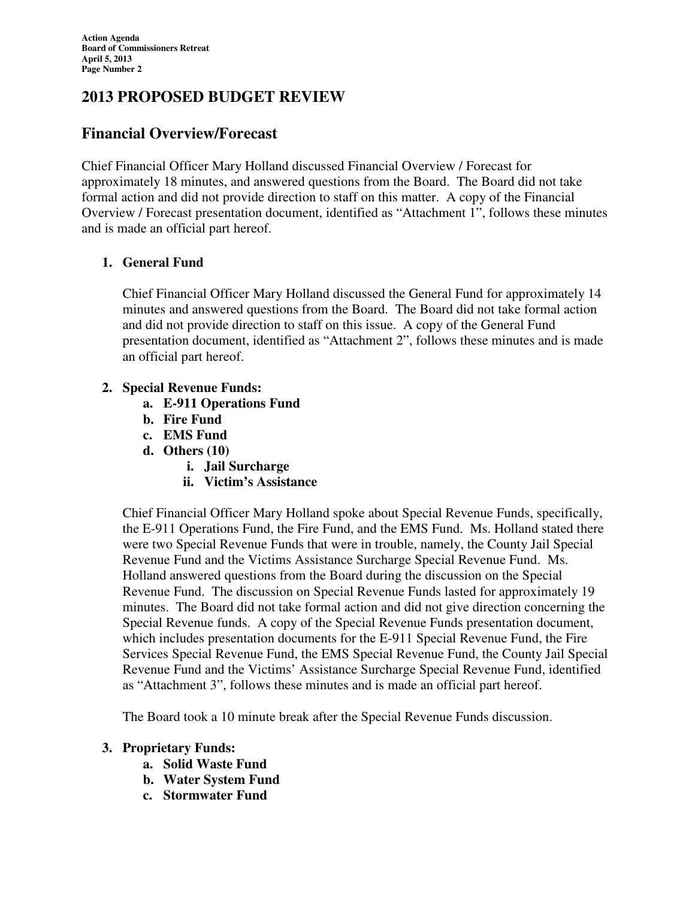## 2013 PROPOSED BUDGET REVIEW

## Financial Overview/Forecast

Chief Financial Officer Mary Holland discussed Financial Overview / Forecast for approximately 18 minutes, and answered questions from the Board. The Board did not take formal action and did not provide direction to staff on this matter. A copy of the Financial Overview / Forecast presentation document, identified as "Attachment 1", follows these minutes and is made an official part hereof.

1. **General Fund**

   Chief Financial Officer Mary Holland discussed the General Fund for approximately 14 minutes and answered questions from the Board. The Board did not take formal action and did not provide direction to staff on this issue. A copy of the General Fund presentation document, identified as "Attachment 2", follows these minutes and is made an official part hereof.

2. **Special Revenue Funds:**
   a. **E-911 Operations Fund**
   b. **Fire Fund**
   c. **EMS Fund**
   d. **Others (10)**
      i. **Jail Surcharge**
      ii. **Victim's Assistance**

   Chief Financial Officer Mary Holland spoke about Special Revenue Funds, specifically, the E-911 Operations Fund, the Fire Fund, and the EMS Fund. Ms. Holland stated there were two Special Revenue Funds that were in trouble, namely, the County Jail Special Revenue Fund and the Victims Assistance Surcharge Special Revenue Fund. Ms. Holland answered questions from the Board during the discussion on the Special Revenue Fund. The discussion on Special Revenue Funds lasted for approximately 19 minutes. The Board did not take formal action and did not give direction concerning the Special Revenue funds. A copy of the Special Revenue Funds presentation document, which includes presentation documents for the E-911 Special Revenue Fund, the Fire Services Special Revenue Fund, the EMS Special Revenue Fund, the County Jail Special Revenue Fund and the Victims' Assistance Surcharge Special Revenue Fund, identified as "Attachment 3", follows these minutes and is made an official part hereof.

   The Board took a 10 minute break after the Special Revenue Funds discussion.

3. **Proprietary Funds:**
   a. **Solid Waste Fund**
   b. **Water System Fund**
   c. **Stormwater Fund**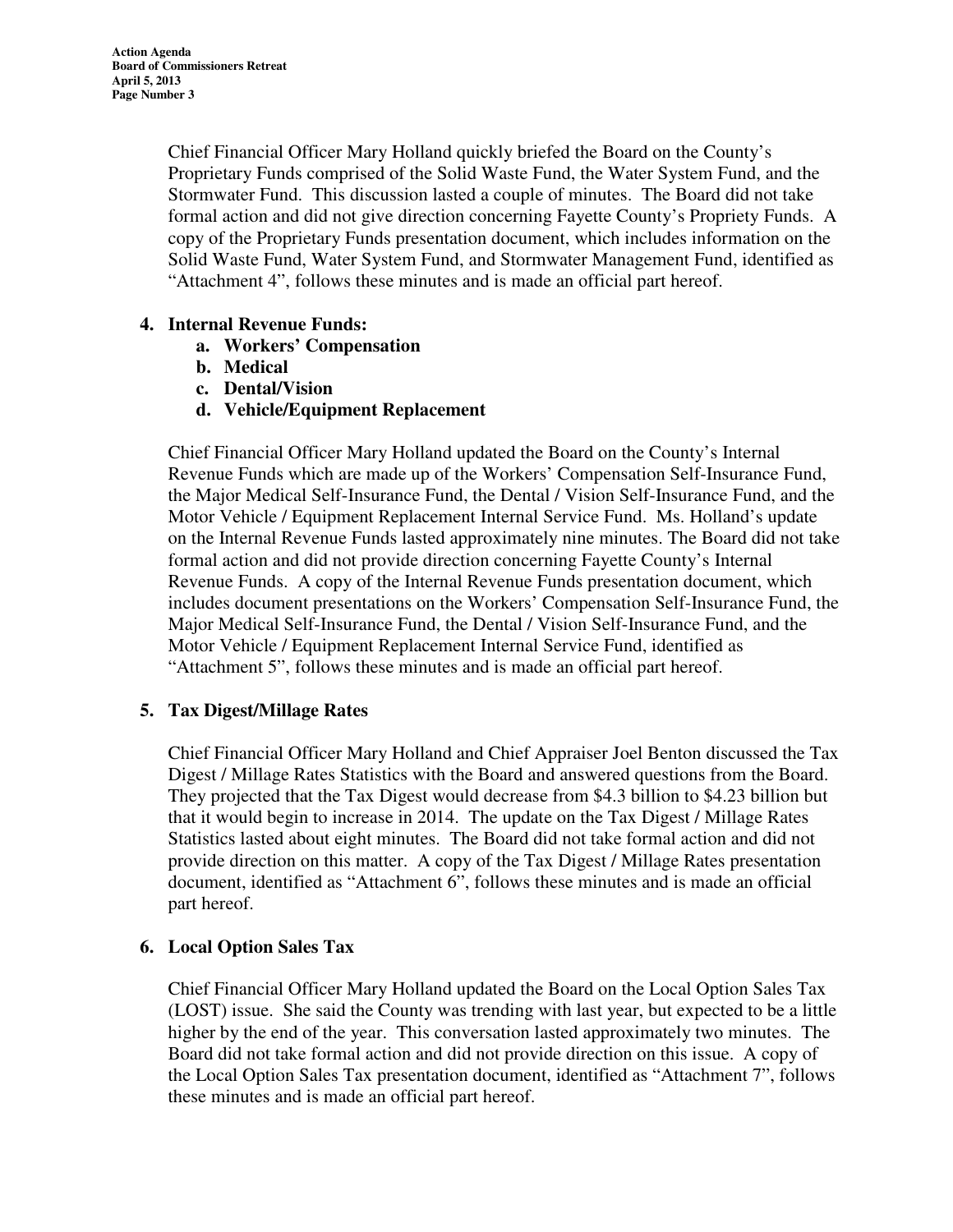Chief Financial Officer Mary Holland quickly briefed the Board on the County's Proprietary Funds comprised of the Solid Waste Fund, the Water System Fund, and the Stormwater Fund. This discussion lasted a couple of minutes. The Board did not take formal action and did not give direction concerning Fayette County's Propriety Funds. A copy of the Proprietary Funds presentation document, which includes information on the Solid Waste Fund, Water System Fund, and Stormwater Management Fund, identified as "Attachment 4", follows these minutes and is made an official part hereof.

**4. Internal Revenue Funds:**

   **a. Workers' Compensation**

   **b. Medical**

   **c. Dental/Vision**

   **d. Vehicle/Equipment Replacement**

Chief Financial Officer Mary Holland updated the Board on the County's Internal Revenue Funds which are made up of the Workers' Compensation Self-Insurance Fund, the Major Medical Self-Insurance Fund, the Dental / Vision Self-Insurance Fund, and the Motor Vehicle / Equipment Replacement Internal Service Fund. Ms. Holland's update on the Internal Revenue Funds lasted approximately nine minutes. The Board did not take formal action and did not provide direction concerning Fayette County's Internal Revenue Funds. A copy of the Internal Revenue Funds presentation document, which includes document presentations on the Workers' Compensation Self-Insurance Fund, the Major Medical Self-Insurance Fund, the Dental / Vision Self-Insurance Fund, and the Motor Vehicle / Equipment Replacement Internal Service Fund, identified as "Attachment 5", follows these minutes and is made an official part hereof.

**5. Tax Digest/Millage Rates**

Chief Financial Officer Mary Holland and Chief Appraiser Joel Benton discussed the Tax Digest / Millage Rates Statistics with the Board and answered questions from the Board. They projected that the Tax Digest would decrease from $4.3 billion to $4.23 billion but that it would begin to increase in 2014. The update on the Tax Digest / Millage Rates Statistics lasted about eight minutes. The Board did not take formal action and did not provide direction on this matter. A copy of the Tax Digest / Millage Rates presentation document, identified as "Attachment 6", follows these minutes and is made an official part hereof.

**6. Local Option Sales Tax**

Chief Financial Officer Mary Holland updated the Board on the Local Option Sales Tax (LOST) issue. She said the County was trending with last year, but expected to be a little higher by the end of the year. This conversation lasted approximately two minutes. The Board did not take formal action and did not provide direction on this issue. A copy of the Local Option Sales Tax presentation document, identified as "Attachment 7", follows these minutes and is made an official part hereof.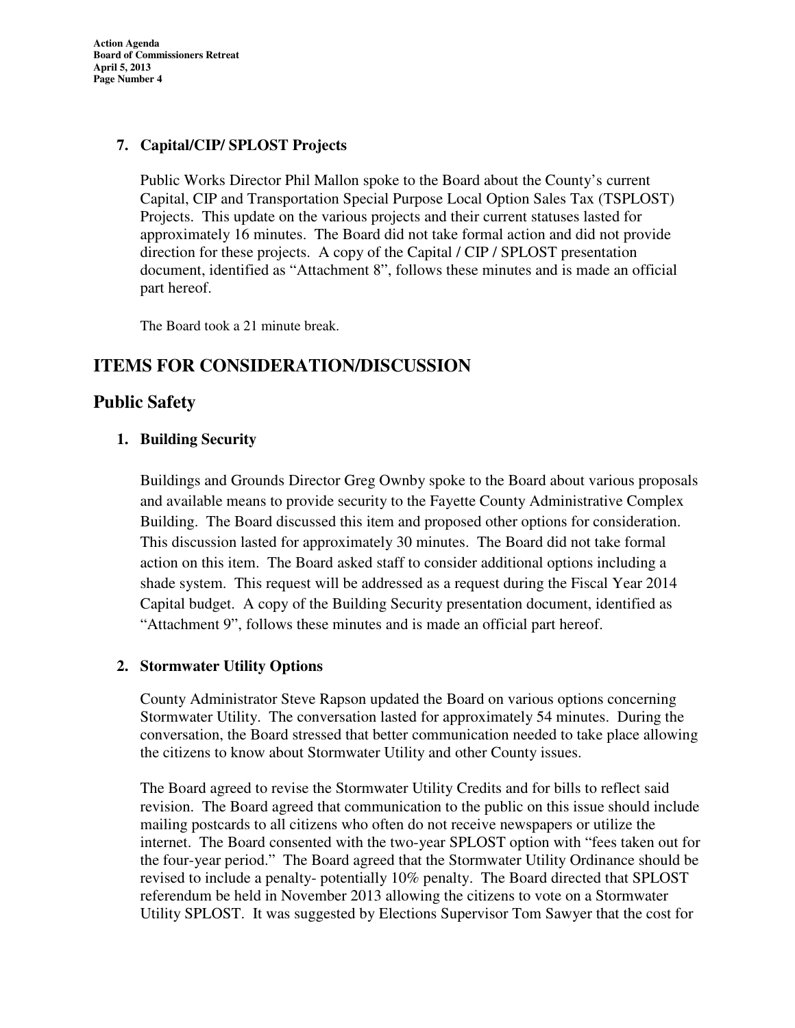**7. Capital/CIP/ SPLOST Projects**

Public Works Director Phil Mallon spoke to the Board about the County's current Capital, CIP and Transportation Special Purpose Local Option Sales Tax (TSPLOST) Projects. This update on the various projects and their current statuses lasted for approximately 16 minutes. The Board did not take formal action and did not provide direction for these projects. A copy of the Capital / CIP / SPLOST presentation document, identified as "Attachment 8", follows these minutes and is made an official part hereof.

The Board took a 21 minute break.

## ITEMS FOR CONSIDERATION/DISCUSSION

## Public Safety

**1. Building Security**

Buildings and Grounds Director Greg Ownby spoke to the Board about various proposals and available means to provide security to the Fayette County Administrative Complex Building. The Board discussed this item and proposed other options for consideration. This discussion lasted for approximately 30 minutes. The Board did not take formal action on this item. The Board asked staff to consider additional options including a shade system. This request will be addressed as a request during the Fiscal Year 2014 Capital budget. A copy of the Building Security presentation document, identified as "Attachment 9", follows these minutes and is made an official part hereof.

**2. Stormwater Utility Options**

County Administrator Steve Rapson updated the Board on various options concerning Stormwater Utility. The conversation lasted for approximately 54 minutes. During the conversation, the Board stressed that better communication needed to take place allowing the citizens to know about Stormwater Utility and other County issues.

The Board agreed to revise the Stormwater Utility Credits and for bills to reflect said revision. The Board agreed that communication to the public on this issue should include mailing postcards to all citizens who often do not receive newspapers or utilize the internet. The Board consented with the two-year SPLOST option with "fees taken out for the four-year period." The Board agreed that the Stormwater Utility Ordinance should be revised to include a penalty- potentially 10% penalty. The Board directed that SPLOST referendum be held in November 2013 allowing the citizens to vote on a Stormwater Utility SPLOST. It was suggested by Elections Supervisor Tom Sawyer that the cost for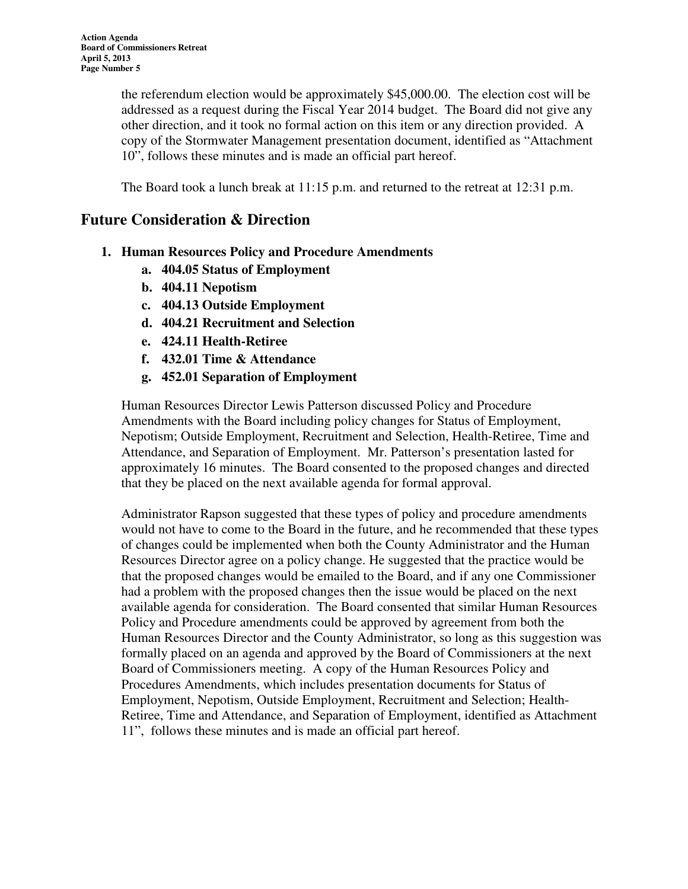the referendum election would be approximately $45,000.00. The election cost will be addressed as a request during the Fiscal Year 2014 budget. The Board did not give any other direction, and it took no formal action on this item or any direction provided. A copy of the Stormwater Management presentation document, identified as "Attachment 10", follows these minutes and is made an official part hereof.

The Board took a lunch break at 11:15 p.m. and returned to the retreat at 12:31 p.m.

## Future Consideration & Direction

1. **Human Resources Policy and Procedure Amendments**
    a. **404.05 Status of Employment**
    b. **404.11 Nepotism**
    c. **404.13 Outside Employment**
    d. **404.21 Recruitment and Selection**
    e. **424.11 Health-Retiree**
    f. **432.01 Time & Attendance**
    g. **452.01 Separation of Employment**

    Human Resources Director Lewis Patterson discussed Policy and Procedure Amendments with the Board including policy changes for Status of Employment, Nepotism; Outside Employment, Recruitment and Selection, Health-Retiree, Time and Attendance, and Separation of Employment. Mr. Patterson's presentation lasted for approximately 16 minutes. The Board consented to the proposed changes and directed that they be placed on the next available agenda for formal approval.

    Administrator Rapson suggested that these types of policy and procedure amendments would not have to come to the Board in the future, and he recommended that these types of changes could be implemented when both the County Administrator and the Human Resources Director agree on a policy change. He suggested that the practice would be that the proposed changes would be emailed to the Board, and if any one Commissioner had a problem with the proposed changes then the issue would be placed on the next available agenda for consideration. The Board consented that similar Human Resources Policy and Procedure amendments could be approved by agreement from both the Human Resources Director and the County Administrator, so long as this suggestion was formally placed on an agenda and approved by the Board of Commissioners at the next Board of Commissioners meeting. A copy of the Human Resources Policy and Procedures Amendments, which includes presentation documents for Status of Employment, Nepotism, Outside Employment, Recruitment and Selection; Health-Retiree, Time and Attendance, and Separation of Employment, identified as Attachment 11", follows these minutes and is made an official part hereof.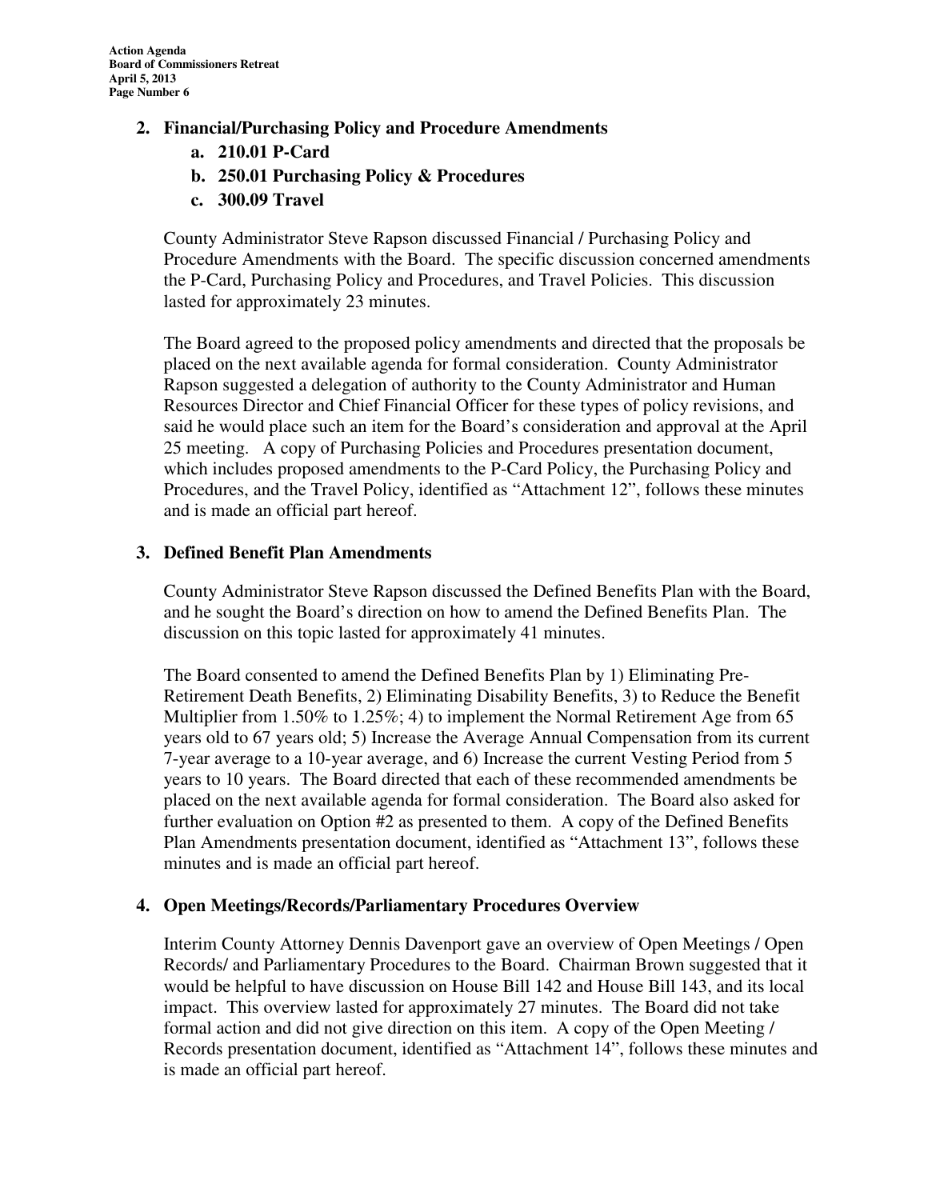2. **Financial/Purchasing Policy and Procedure Amendments**
   a. **210.01 P-Card**
   b. **250.01 Purchasing Policy & Procedures**
   c. **300.09 Travel**

County Administrator Steve Rapson discussed Financial / Purchasing Policy and Procedure Amendments with the Board. The specific discussion concerned amendments the P-Card, Purchasing Policy and Procedures, and Travel Policies. This discussion lasted for approximately 23 minutes.

The Board agreed to the proposed policy amendments and directed that the proposals be placed on the next available agenda for formal consideration. County Administrator Rapson suggested a delegation of authority to the County Administrator and Human Resources Director and Chief Financial Officer for these types of policy revisions, and said he would place such an item for the Board's consideration and approval at the April 25 meeting. A copy of Purchasing Policies and Procedures presentation document, which includes proposed amendments to the P-Card Policy, the Purchasing Policy and Procedures, and the Travel Policy, identified as "Attachment 12", follows these minutes and is made an official part hereof.

3. **Defined Benefit Plan Amendments**

County Administrator Steve Rapson discussed the Defined Benefits Plan with the Board, and he sought the Board's direction on how to amend the Defined Benefits Plan. The discussion on this topic lasted for approximately 41 minutes.

The Board consented to amend the Defined Benefits Plan by 1) Eliminating Pre-Retirement Death Benefits, 2) Eliminating Disability Benefits, 3) to Reduce the Benefit Multiplier from 1.50% to 1.25%; 4) to implement the Normal Retirement Age from 65 years old to 67 years old; 5) Increase the Average Annual Compensation from its current 7-year average to a 10-year average, and 6) Increase the current Vesting Period from 5 years to 10 years. The Board directed that each of these recommended amendments be placed on the next available agenda for formal consideration. The Board also asked for further evaluation on Option #2 as presented to them. A copy of the Defined Benefits Plan Amendments presentation document, identified as "Attachment 13", follows these minutes and is made an official part hereof.

4. **Open Meetings/Records/Parliamentary Procedures Overview**

Interim County Attorney Dennis Davenport gave an overview of Open Meetings / Open Records/ and Parliamentary Procedures to the Board. Chairman Brown suggested that it would be helpful to have discussion on House Bill 142 and House Bill 143, and its local impact. This overview lasted for approximately 27 minutes. The Board did not take formal action and did not give direction on this item. A copy of the Open Meeting / Records presentation document, identified as "Attachment 14", follows these minutes and is made an official part hereof.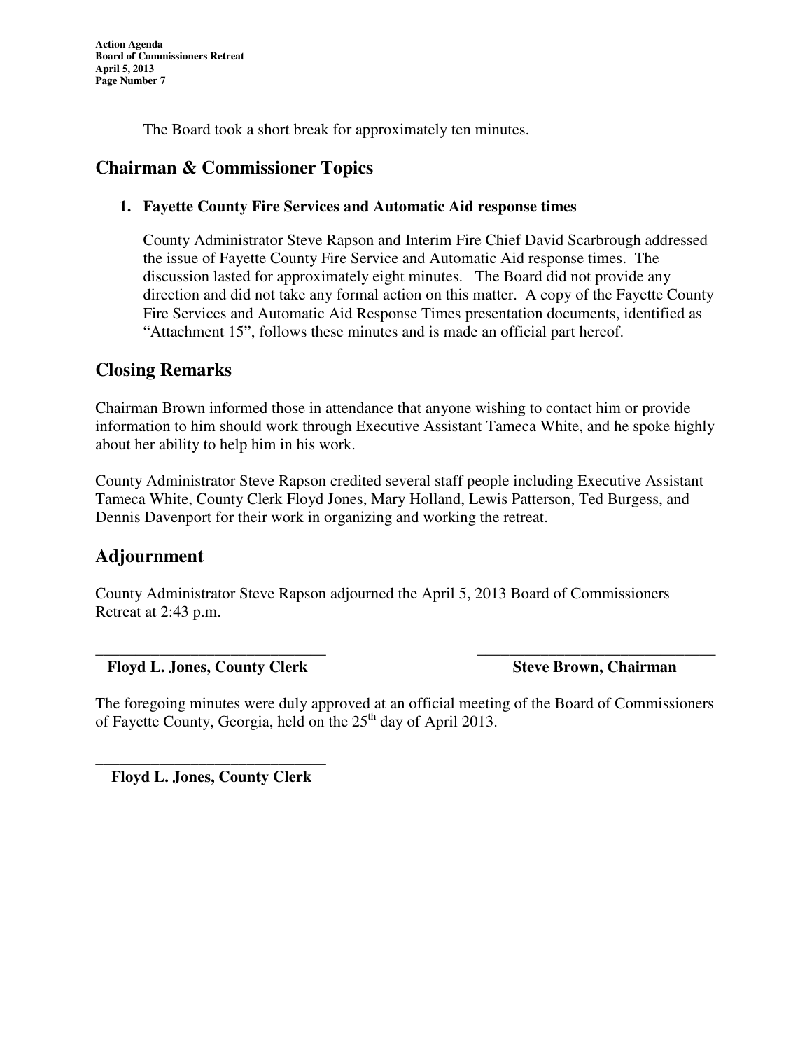The Board took a short break for approximately ten minutes.

## Chairman & Commissioner Topics

**1. Fayette County Fire Services and Automatic Aid response times**

County Administrator Steve Rapson and Interim Fire Chief David Scarbrough addressed the issue of Fayette County Fire Service and Automatic Aid response times. The discussion lasted for approximately eight minutes. The Board did not provide any direction and did not take any formal action on this matter. A copy of the Fayette County Fire Services and Automatic Aid Response Times presentation documents, identified as "Attachment 15", follows these minutes and is made an official part hereof.

## Closing Remarks

Chairman Brown informed those in attendance that anyone wishing to contact him or provide information to him should work through Executive Assistant Tameca White, and he spoke highly about her ability to help him in his work.

County Administrator Steve Rapson credited several staff people including Executive Assistant Tameca White, County Clerk Floyd Jones, Mary Holland, Lewis Patterson, Ted Burgess, and Dennis Davenport for their work in organizing and working the retreat.

## Adjournment

County Administrator Steve Rapson adjourned the April 5, 2013 Board of Commissioners Retreat at 2:43 p.m.

______________________________ ______________________________

**Floyd L. Jones, County Clerk** **Steve Brown, Chairman**

The foregoing minutes were duly approved at an official meeting of the Board of Commissioners of Fayette County, Georgia, held on the 25th day of April 2013.

______________________________

**Floyd L. Jones, County Clerk**